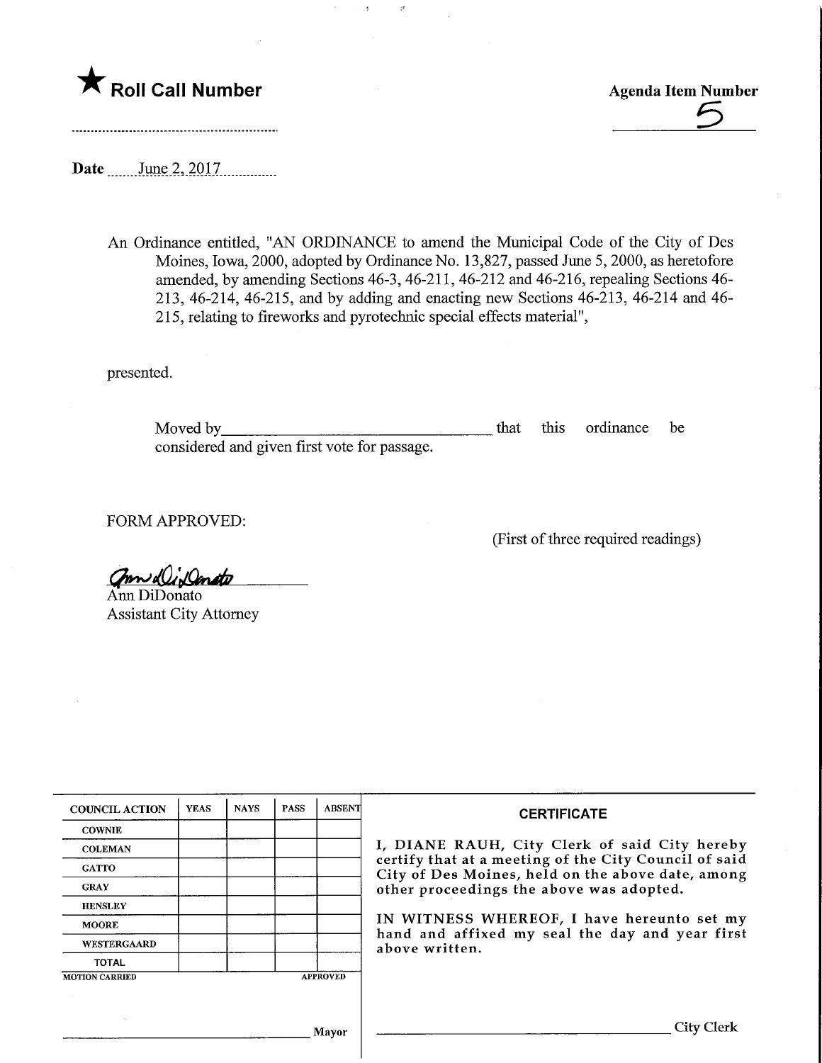★ **Roll Call Number**

**Agenda Item Number**

5

**Date** June 2, 2017

An Ordinance entitled, "AN ORDINANCE to amend the Municipal Code of the City of Des Moines, Iowa, 2000, adopted by Ordinance No. 13,827, passed June 5, 2000, as heretofore amended, by amending Sections 46-3, 46-211, 46-212 and 46-216, repealing Sections 46-213, 46-214, 46-215, and by adding and enacting new Sections 46-213, 46-214 and 46-215, relating to fireworks and pyrotechnic special effects material",

presented.

Moved by\_\_\_\_\_\_\_\_\_\_\_\_\_\_\_\_\_\_\_\_\_\_\_\_\_\_\_\_\_\_\_\_ that this ordinance be considered and given first vote for passage.

FORM APPROVED:

(First of three required readings)

Ann DiDonato
Assistant City Attorney

| COUNCIL ACTION | YEAS | NAYS | PASS | ABSENT |
|---|---|---|---|---|
| COWNIE | | | | |
| COLEMAN | | | | |
| GATTO | | | | |
| GRAY | | | | |
| HENSLEY | | | | |
| MOORE | | | | |
| WESTERGAARD | | | | |
| TOTAL | | | | |

MOTION CARRIED APPROVED

\_\_\_\_\_\_\_\_\_\_\_\_\_\_\_\_\_\_\_\_\_\_\_\_\_\_\_\_\_\_ Mayor

**CERTIFICATE**

I, DIANE RAUH, City Clerk of said City hereby certify that at a meeting of the City Council of said City of Des Moines, held on the above date, among other proceedings the above was adopted.

IN WITNESS WHEREOF, I have hereunto set my hand and affixed my seal the day and year first above written.

\_\_\_\_\_\_\_\_\_\_\_\_\_\_\_\_\_\_\_\_\_\_\_\_\_\_\_\_\_\_ City Clerk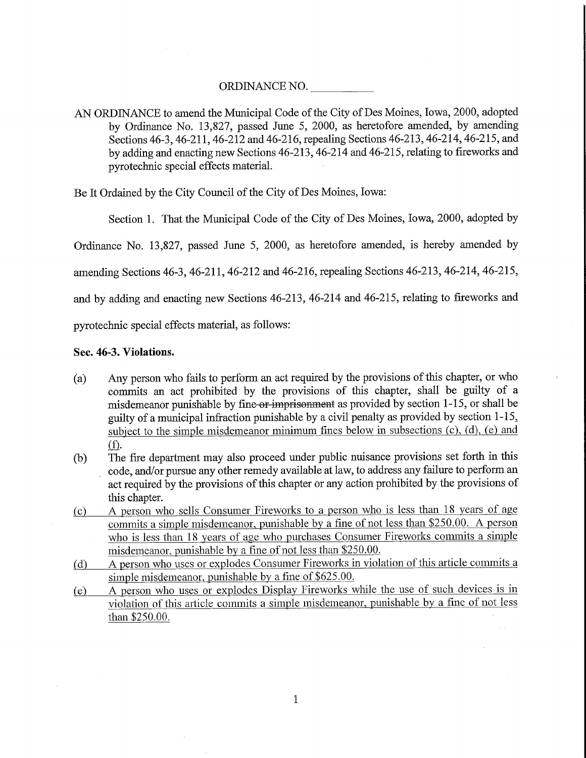ORDINANCE NO. \_\_\_\_\_\_\_\_\_\_

AN ORDINANCE to amend the Municipal Code of the City of Des Moines, Iowa, 2000, adopted by Ordinance No. 13,827, passed June 5, 2000, as heretofore amended, by amending Sections 46-3, 46-211, 46-212 and 46-216, repealing Sections 46-213, 46-214, 46-215, and by adding and enacting new Sections 46-213, 46-214 and 46-215, relating to fireworks and pyrotechnic special effects material.

Be It Ordained by the City Council of the City of Des Moines, Iowa:

Section 1. That the Municipal Code of the City of Des Moines, Iowa, 2000, adopted by Ordinance No. 13,827, passed June 5, 2000, as heretofore amended, is hereby amended by amending Sections 46-3, 46-211, 46-212 and 46-216, repealing Sections 46-213, 46-214, 46-215, and by adding and enacting new Sections 46-213, 46-214 and 46-215, relating to fireworks and pyrotechnic special effects material, as follows:

**Sec. 46-3. Violations.**

(a) Any person who fails to perform an act required by the provisions of this chapter, or who commits an act prohibited by the provisions of this chapter, shall be guilty of a misdemeanor punishable by ~~fine or imprisonment~~ as provided by section 1-15, or shall be guilty of a municipal infraction punishable by a civil penalty as provided by section 1-15, <u>subject to the simple misdemeanor minimum fines below in subsections (c), (d), (e) and (f).</u>

(b) The fire department may also proceed under public nuisance provisions set forth in this code, and/or pursue any other remedy available at law, to address any failure to perform an act required by the provisions of this chapter or any action prohibited by the provisions of this chapter.

<u>(c) A person who sells Consumer Fireworks to a person who is less than 18 years of age commits a simple misdemeanor, punishable by a fine of not less than $250.00. A person who is less than 18 years of age who purchases Consumer Fireworks commits a simple misdemeanor, punishable by a fine of not less than $250.00.</u>

<u>(d) A person who uses or explodes Consumer Fireworks in violation of this article commits a simple misdemeanor, punishable by a fine of $625.00.</u>

<u>(e) A person who uses or explodes Display Fireworks while the use of such devices is in violation of this article commits a simple misdemeanor, punishable by a fine of not less than $250.00.</u>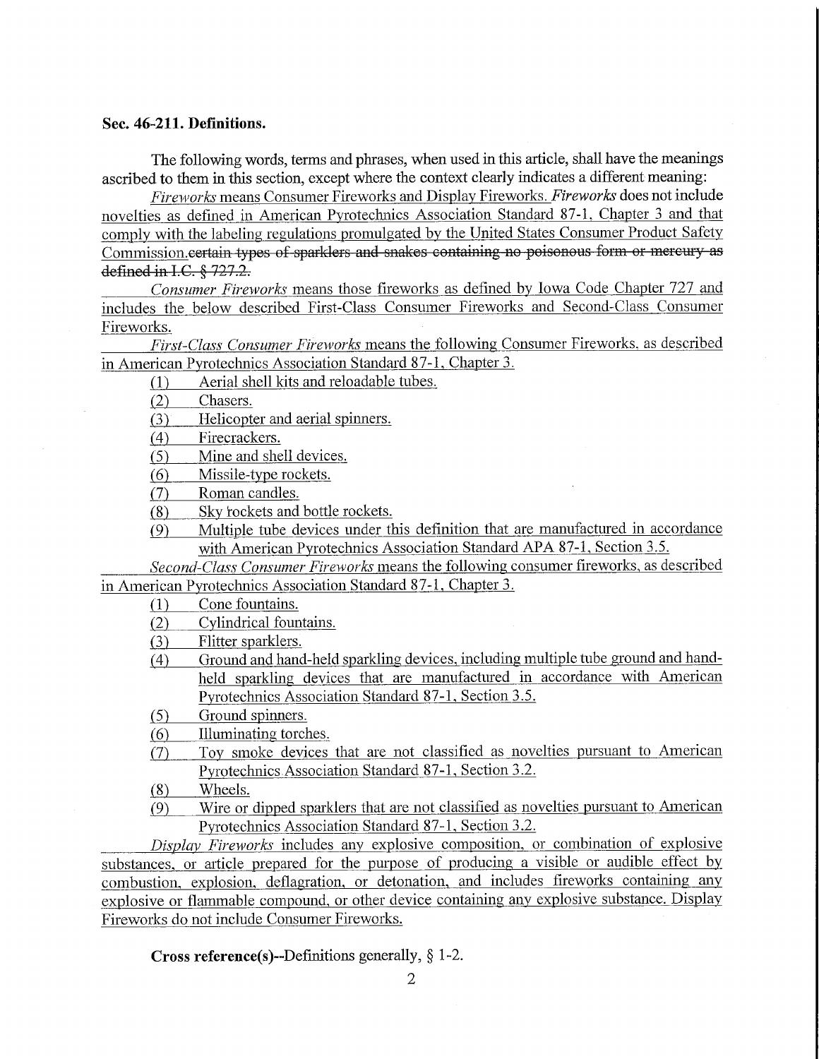**Sec. 46-211. Definitions.**

The following words, terms and phrases, when used in this article, shall have the meanings ascribed to them in this section, except where the context clearly indicates a different meaning:

*Fireworks* means Consumer Fireworks and Display Fireworks. *Fireworks* does not include novelties as defined in American Pyrotechnics Association Standard 87-1, Chapter 3 and that comply with the labeling regulations promulgated by the United States Consumer Product Safety Commission.~~certain types of sparklers and snakes containing no poisonous form or mercury as defined in I.C. § 727.2.~~

*Consumer Fireworks* means those fireworks as defined by Iowa Code Chapter 727 and includes the below described First-Class Consumer Fireworks and Second-Class Consumer Fireworks.

*First-Class Consumer Fireworks* means the following Consumer Fireworks, as described in American Pyrotechnics Association Standard 87-1, Chapter 3.

(1) Aerial shell kits and reloadable tubes.
(2) Chasers.
(3) Helicopter and aerial spinners.
(4) Firecrackers.
(5) Mine and shell devices.
(6) Missile-type rockets.
(7) Roman candles.
(8) Sky rockets and bottle rockets.
(9) Multiple tube devices under this definition that are manufactured in accordance with American Pyrotechnics Association Standard APA 87-1, Section 3.5.

*Second-Class Consumer Fireworks* means the following consumer fireworks, as described in American Pyrotechnics Association Standard 87-1, Chapter 3.

(1) Cone fountains.
(2) Cylindrical fountains.
(3) Flitter sparklers.
(4) Ground and hand-held sparkling devices, including multiple tube ground and hand-held sparkling devices that are manufactured in accordance with American Pyrotechnics Association Standard 87-1, Section 3.5.
(5) Ground spinners.
(6) Illuminating torches.
(7) Toy smoke devices that are not classified as novelties pursuant to American Pyrotechnics Association Standard 87-1, Section 3.2.
(8) Wheels.
(9) Wire or dipped sparklers that are not classified as novelties pursuant to American Pyrotechnics Association Standard 87-1, Section 3.2.

*Display Fireworks* includes any explosive composition, or combination of explosive substances, or article prepared for the purpose of producing a visible or audible effect by combustion, explosion, deflagration, or detonation, and includes fireworks containing any explosive or flammable compound, or other device containing any explosive substance. Display Fireworks do not include Consumer Fireworks.

**Cross reference(s)**--Definitions generally, § 1-2.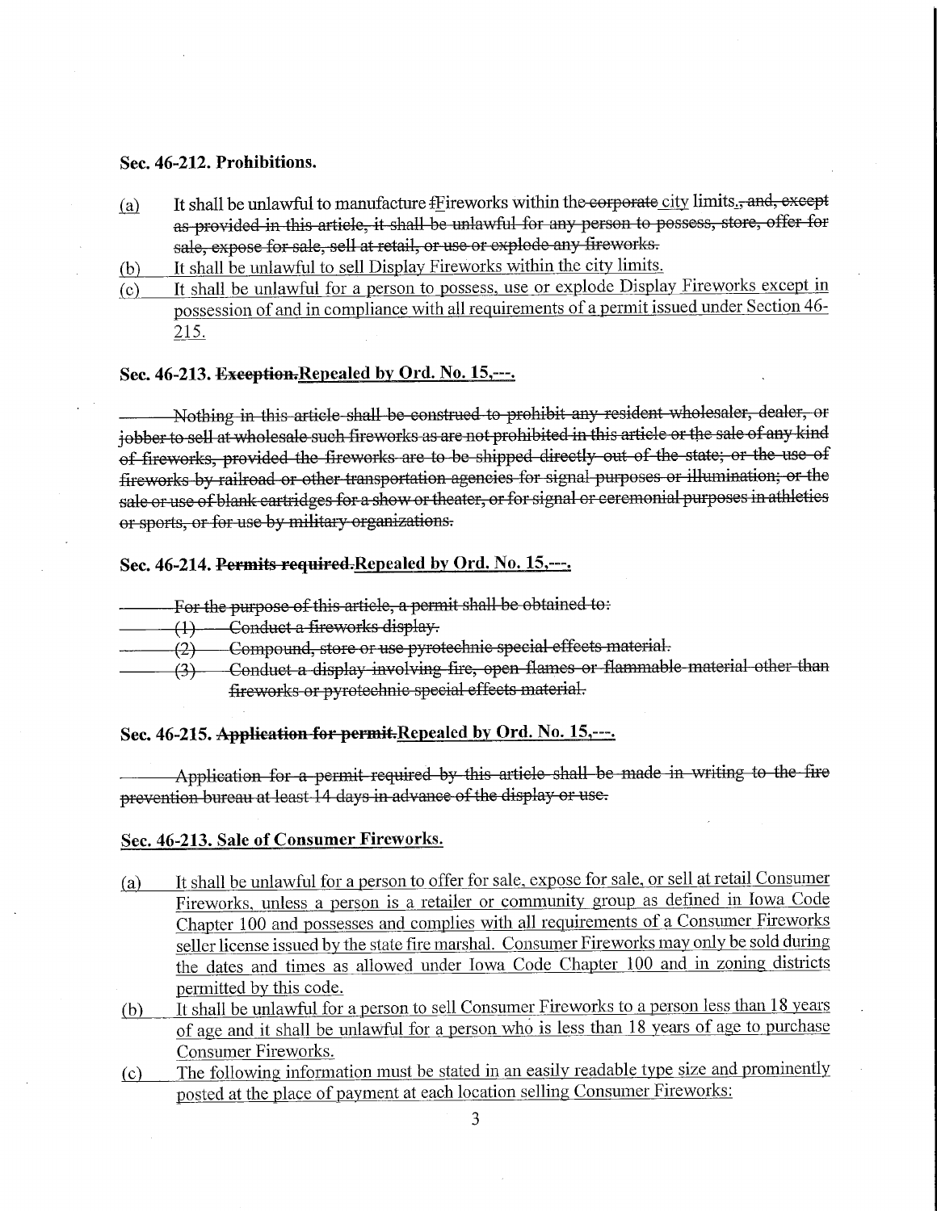**Sec. 46-212. Prohibitions.**

(a) It shall be unlawful to manufacture ~~f~~Fireworks within the ~~corporate~~ city limits~~., and, except as provided in this article, it shall be unlawful for any person to possess, store, offer for sale, expose for sale, sell at retail, or use or explode any fireworks.~~

(b) It shall be unlawful to sell Display Fireworks within the city limits.

(c) It shall be unlawful for a person to possess, use or explode Display Fireworks except in possession of and in compliance with all requirements of a permit issued under Section 46-215.

**Sec. 46-213. ~~Exception.~~Repealed by Ord. No. 15,---.**

~~Nothing in this article shall be construed to prohibit any resident wholesaler, dealer, or jobber to sell at wholesale such fireworks as are not prohibited in this article or the sale of any kind of fireworks, provided the fireworks are to be shipped directly out of the state; or the use of fireworks by railroad or other transportation agencies for signal purposes or illumination; or the sale or use of blank cartridges for a show or theater, or for signal or ceremonial purposes in athletics or sports, or for use by military organizations.~~

**Sec. 46-214. ~~Permits required.~~Repealed by Ord. No. 15,---.**

~~For the purpose of this article, a permit shall be obtained to:~~

~~(1) Conduct a fireworks display.~~

~~(2) Compound, store or use pyrotechnic special effects material.~~

~~(3) Conduct a display involving fire, open flames or flammable material other than fireworks or pyrotechnic special effects material.~~

**Sec. 46-215. ~~Application for permit.~~Repealed by Ord. No. 15,---.**

~~Application for a permit required by this article shall be made in writing to the fire prevention bureau at least 14 days in advance of the display or use.~~

**Sec. 46-213. Sale of Consumer Fireworks.**

(a) It shall be unlawful for a person to offer for sale, expose for sale, or sell at retail Consumer Fireworks, unless a person is a retailer or community group as defined in Iowa Code Chapter 100 and possesses and complies with all requirements of a Consumer Fireworks seller license issued by the state fire marshal. Consumer Fireworks may only be sold during the dates and times as allowed under Iowa Code Chapter 100 and in zoning districts permitted by this code.

(b) It shall be unlawful for a person to sell Consumer Fireworks to a person less than 18 years of age and it shall be unlawful for a person who is less than 18 years of age to purchase Consumer Fireworks.

(c) The following information must be stated in an easily readable type size and prominently posted at the place of payment at each location selling Consumer Fireworks: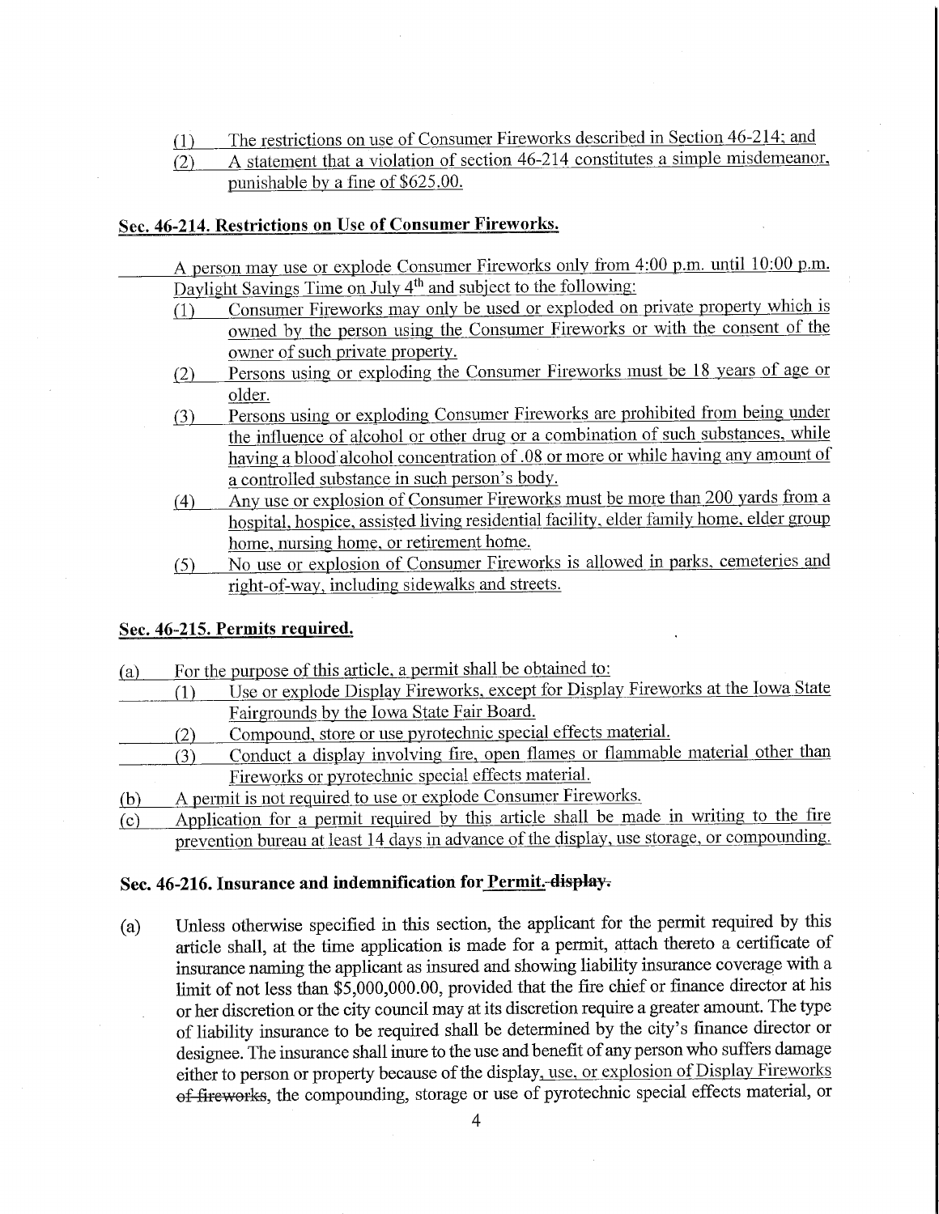(1) The restrictions on use of Consumer Fireworks described in Section 46-214; and

(2) A statement that a violation of section 46-214 constitutes a simple misdemeanor, punishable by a fine of $625.00.

**Sec. 46-214. Restrictions on Use of Consumer Fireworks.**

A person may use or explode Consumer Fireworks only from 4:00 p.m. until 10:00 p.m. Daylight Savings Time on July 4th and subject to the following:

(1) Consumer Fireworks may only be used or exploded on private property which is owned by the person using the Consumer Fireworks or with the consent of the owner of such private property.

(2) Persons using or exploding the Consumer Fireworks must be 18 years of age or older.

(3) Persons using or exploding Consumer Fireworks are prohibited from being under the influence of alcohol or other drug or a combination of such substances, while having a blood alcohol concentration of .08 or more or while having any amount of a controlled substance in such person's body.

(4) Any use or explosion of Consumer Fireworks must be more than 200 yards from a hospital, hospice, assisted living residential facility, elder family home, elder group home, nursing home, or retirement home.

(5) No use or explosion of Consumer Fireworks is allowed in parks, cemeteries and right-of-way, including sidewalks and streets.

**Sec. 46-215. Permits required.**

(a) For the purpose of this article, a permit shall be obtained to:

(1) Use or explode Display Fireworks, except for Display Fireworks at the Iowa State Fairgrounds by the Iowa State Fair Board.

(2) Compound, store or use pyrotechnic special effects material.

(3) Conduct a display involving fire, open flames or flammable material other than Fireworks or pyrotechnic special effects material.

(b) A permit is not required to use or explode Consumer Fireworks.

(c) Application for a permit required by this article shall be made in writing to the fire prevention bureau at least 14 days in advance of the display, use storage, or compounding.

**Sec. 46-216. Insurance and indemnification for Permit. ~~display.~~**

(a) Unless otherwise specified in this section, the applicant for the permit required by this article shall, at the time application is made for a permit, attach thereto a certificate of insurance naming the applicant as insured and showing liability insurance coverage with a limit of not less than $5,000,000.00, provided that the fire chief or finance director at his or her discretion or the city council may at its discretion require a greater amount. The type of liability insurance to be required shall be determined by the city's finance director or designee. The insurance shall inure to the use and benefit of any person who suffers damage either to person or property because of the display, use, or explosion of Display Fireworks ~~of fireworks~~, the compounding, storage or use of pyrotechnic special effects material, or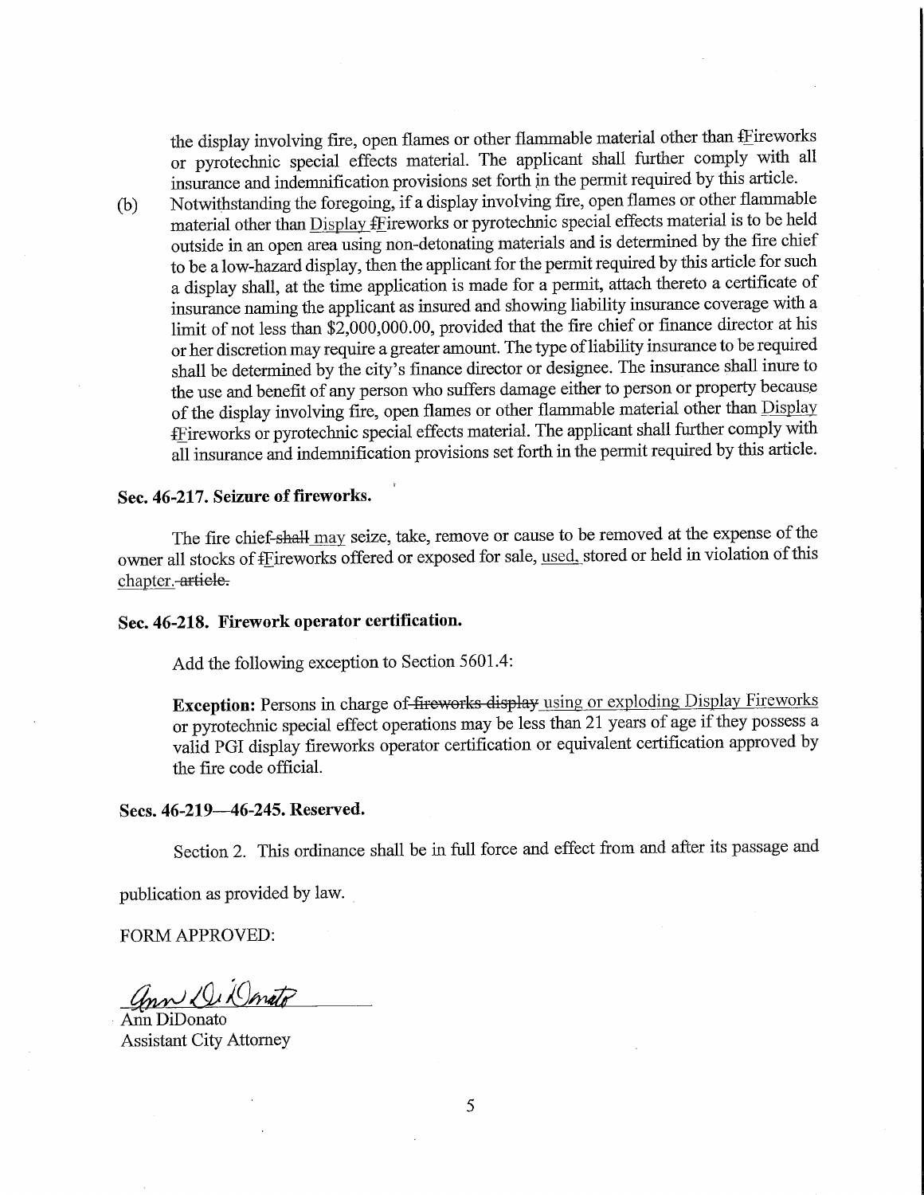the display involving fire, open flames or other flammable material other than fFireworks or pyrotechnic special effects material. The applicant shall further comply with all insurance and indemnification provisions set forth in the permit required by this article.

(b) Notwithstanding the foregoing, if a display involving fire, open flames or other flammable material other than Display fFireworks or pyrotechnic special effects material is to be held outside in an open area using non-detonating materials and is determined by the fire chief to be a low-hazard display, then the applicant for the permit required by this article for such a display shall, at the time application is made for a permit, attach thereto a certificate of insurance naming the applicant as insured and showing liability insurance coverage with a limit of not less than $2,000,000.00, provided that the fire chief or finance director at his or her discretion may require a greater amount. The type of liability insurance to be required shall be determined by the city's finance director or designee. The insurance shall inure to the use and benefit of any person who suffers damage either to person or property because of the display involving fire, open flames or other flammable material other than Display fFireworks or pyrotechnic special effects material. The applicant shall further comply with all insurance and indemnification provisions set forth in the permit required by this article.

**Sec. 46-217. Seizure of fireworks.**

The fire chief shall may seize, take, remove or cause to be removed at the expense of the owner all stocks of fFireworks offered or exposed for sale, used, stored or held in violation of this chapter. article.

**Sec. 46-218. Firework operator certification.**

Add the following exception to Section 5601.4:

**Exception:** Persons in charge of fireworks display using or exploding Display Fireworks or pyrotechnic special effect operations may be less than 21 years of age if they possess a valid PGI display fireworks operator certification or equivalent certification approved by the fire code official.

**Secs. 46-219—46-245. Reserved.**

Section 2. This ordinance shall be in full force and effect from and after its passage and publication as provided by law.

FORM APPROVED:

Ann DiDonato
Assistant City Attorney